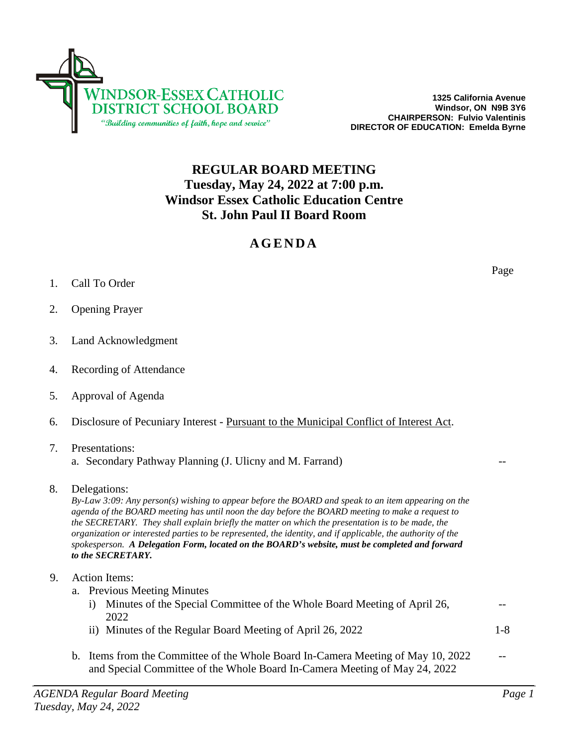WINDSOR-ESSEX CATHOLIC DISTRICT SCHOOL BOARD
*"Building communities of faith, hope and service"*

**1325 California Avenue**
**Windsor, ON N9B 3Y6**
**CHAIRPERSON: Fulvio Valentinis**
**DIRECTOR OF EDUCATION: Emelda Byrne**

# REGULAR BOARD MEETING
## Tuesday, May 24, 2022 at 7:00 p.m.
## Windsor Essex Catholic Education Centre
## St. John Paul II Board Room

# AGENDA

| | | Page |
|---|---|---|
| 1. | Call To Order | |
| 2. | Opening Prayer | |
| 3. | Land Acknowledgment | |
| 4. | Recording of Attendance | |
| 5. | Approval of Agenda | |
| 6. | Disclosure of Pecuniary Interest - Pursuant to the Municipal Conflict of Interest Act. | |
| 7. | Presentations: | |
| | a. Secondary Pathway Planning (J. Ulicny and M. Farrand) | -- |
| 8. | Delegations: *By-Law 3:09: Any person(s) wishing to appear before the BOARD and speak to an item appearing on the agenda of the BOARD meeting has until noon the day before the BOARD meeting to make a request to the SECRETARY. They shall explain briefly the matter on which the presentation is to be made, the organization or interested parties to be represented, the identity, and if applicable, the authority of the spokesperson.* ***A Delegation Form, located on the BOARD's website, must be completed and forward to the SECRETARY.*** | |
| 9. | Action Items: | |
| | a. Previous Meeting Minutes | |
| | i) Minutes of the Special Committee of the Whole Board Meeting of April 26, 2022 | -- |
| | ii) Minutes of the Regular Board Meeting of April 26, 2022 | 1-8 |
| | b. Items from the Committee of the Whole Board In-Camera Meeting of May 10, 2022 and Special Committee of the Whole Board In-Camera Meeting of May 24, 2022 | -- |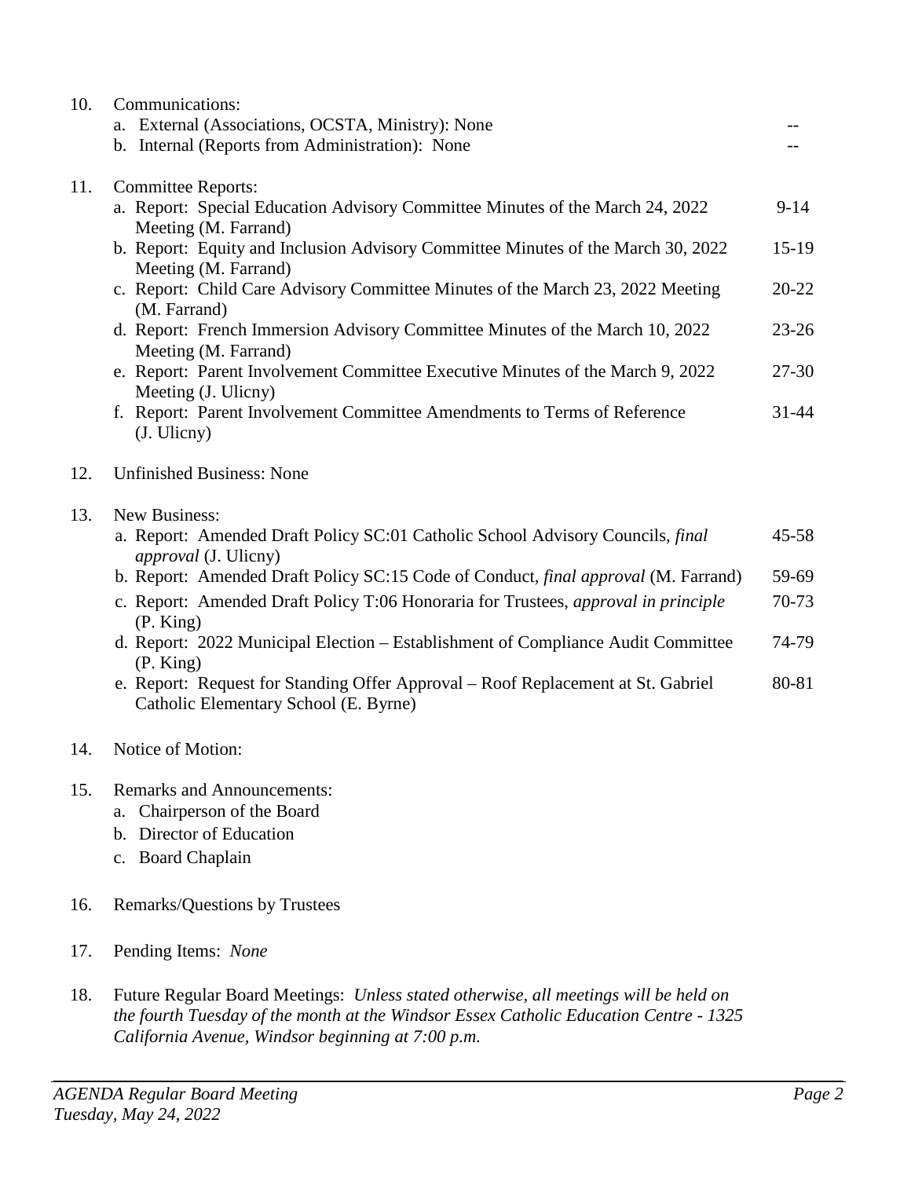10. Communications:
    a. External (Associations, OCSTA, Ministry): None --
    b. Internal (Reports from Administration): None --

11. Committee Reports:
    a. Report: Special Education Advisory Committee Minutes of the March 24, 2022 Meeting (M. Farrand) 9-14
    b. Report: Equity and Inclusion Advisory Committee Minutes of the March 30, 2022 Meeting (M. Farrand) 15-19
    c. Report: Child Care Advisory Committee Minutes of the March 23, 2022 Meeting (M. Farrand) 20-22
    d. Report: French Immersion Advisory Committee Minutes of the March 10, 2022 Meeting (M. Farrand) 23-26
    e. Report: Parent Involvement Committee Executive Minutes of the March 9, 2022 Meeting (J. Ulicny) 27-30
    f. Report: Parent Involvement Committee Amendments to Terms of Reference (J. Ulicny) 31-44

12. Unfinished Business: None

13. New Business:
    a. Report: Amended Draft Policy SC:01 Catholic School Advisory Councils, *final approval* (J. Ulicny) 45-58
    b. Report: Amended Draft Policy SC:15 Code of Conduct, *final approval* (M. Farrand) 59-69
    c. Report: Amended Draft Policy T:06 Honoraria for Trustees, *approval in principle* (P. King) 70-73
    d. Report: 2022 Municipal Election – Establishment of Compliance Audit Committee (P. King) 74-79
    e. Report: Request for Standing Offer Approval – Roof Replacement at St. Gabriel Catholic Elementary School (E. Byrne) 80-81

14. Notice of Motion:

15. Remarks and Announcements:
    a. Chairperson of the Board
    b. Director of Education
    c. Board Chaplain

16. Remarks/Questions by Trustees

17. Pending Items: *None*

18. Future Regular Board Meetings: *Unless stated otherwise, all meetings will be held on the fourth Tuesday of the month at the Windsor Essex Catholic Education Centre - 1325 California Avenue, Windsor beginning at 7:00 p.m.*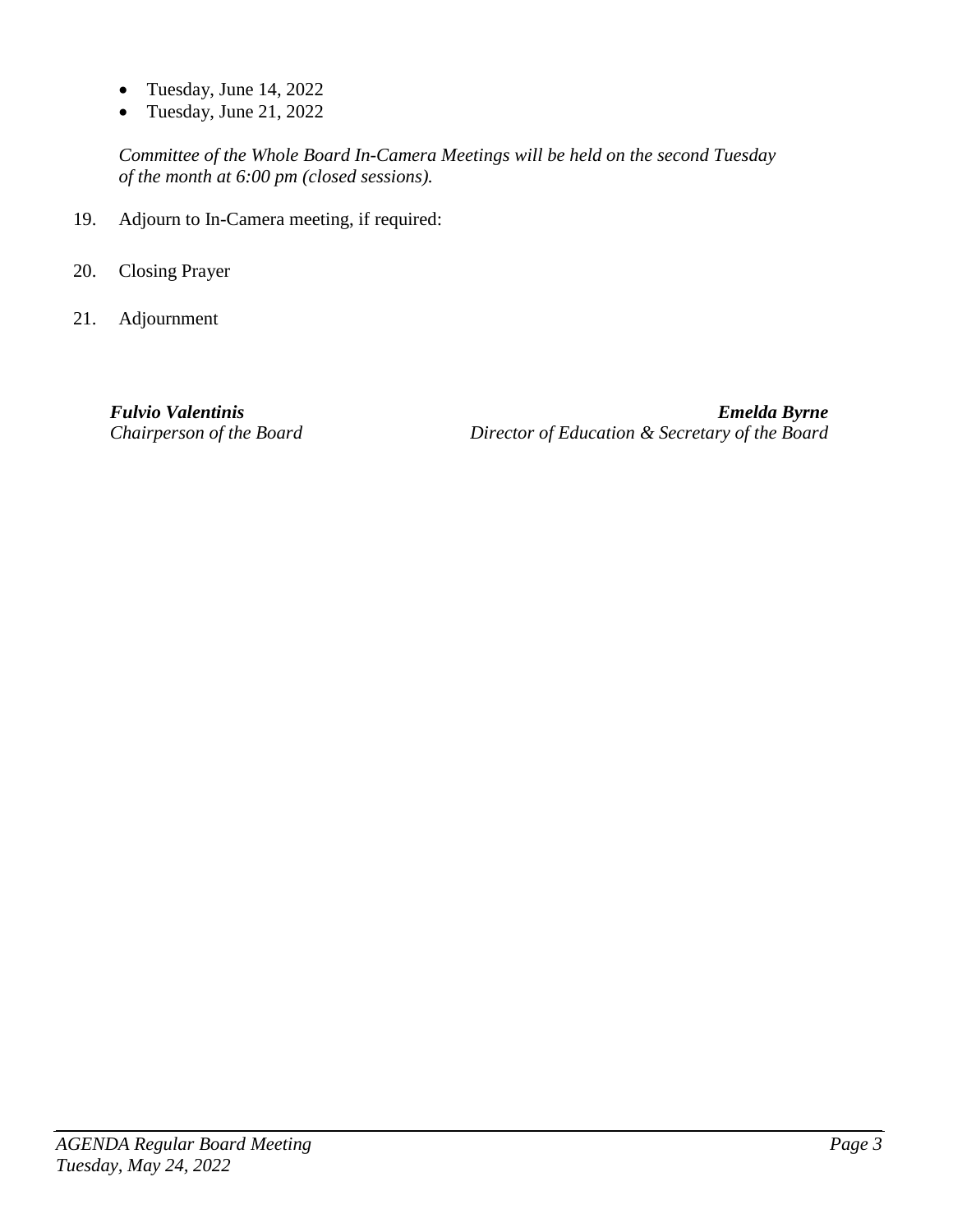- Tuesday, June 14, 2022
- Tuesday, June 21, 2022

*Committee of the Whole Board In-Camera Meetings will be held on the second Tuesday of the month at 6:00 pm (closed sessions).*

19. Adjourn to In-Camera meeting, if required:

20. Closing Prayer

21. Adjournment

***Fulvio Valentinis***
*Chairperson of the Board*

***Emelda Byrne***
*Director of Education & Secretary of the Board*